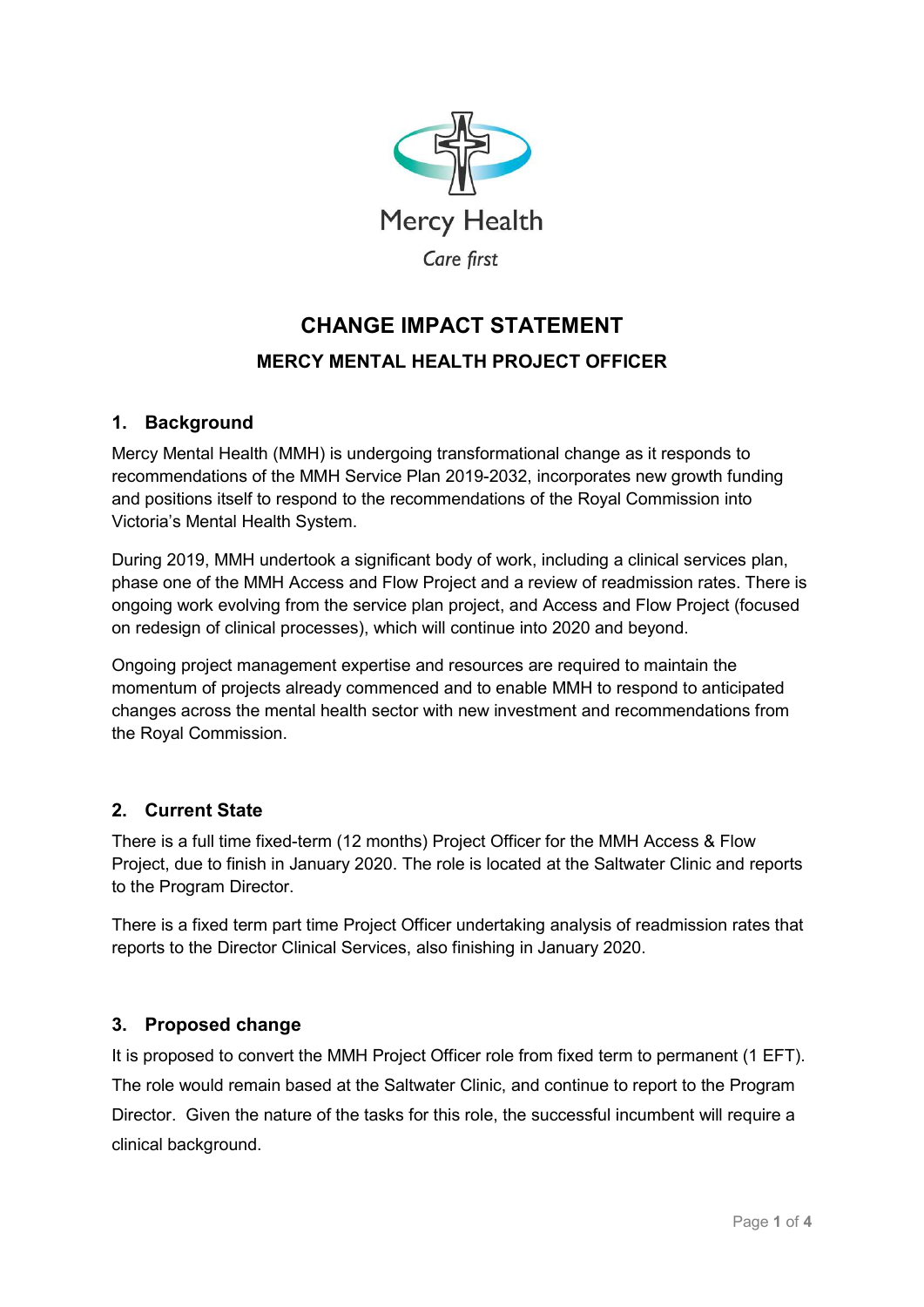Mercy Health

*Care first*

# CHANGE IMPACT STATEMENT

## MERCY MENTAL HEALTH PROJECT OFFICER

### 1. Background

Mercy Mental Health (MMH) is undergoing transformational change as it responds to recommendations of the MMH Service Plan 2019-2032, incorporates new growth funding and positions itself to respond to the recommendations of the Royal Commission into Victoria's Mental Health System.

During 2019, MMH undertook a significant body of work, including a clinical services plan, phase one of the MMH Access and Flow Project and a review of readmission rates. There is ongoing work evolving from the service plan project, and Access and Flow Project (focused on redesign of clinical processes), which will continue into 2020 and beyond.

Ongoing project management expertise and resources are required to maintain the momentum of projects already commenced and to enable MMH to respond to anticipated changes across the mental health sector with new investment and recommendations from the Royal Commission.

### 2. Current State

There is a full time fixed-term (12 months) Project Officer for the MMH Access & Flow Project, due to finish in January 2020. The role is located at the Saltwater Clinic and reports to the Program Director.

There is a fixed term part time Project Officer undertaking analysis of readmission rates that reports to the Director Clinical Services, also finishing in January 2020.

### 3. Proposed change

It is proposed to convert the MMH Project Officer role from fixed term to permanent (1 EFT). The role would remain based at the Saltwater Clinic, and continue to report to the Program Director. Given the nature of the tasks for this role, the successful incumbent will require a clinical background.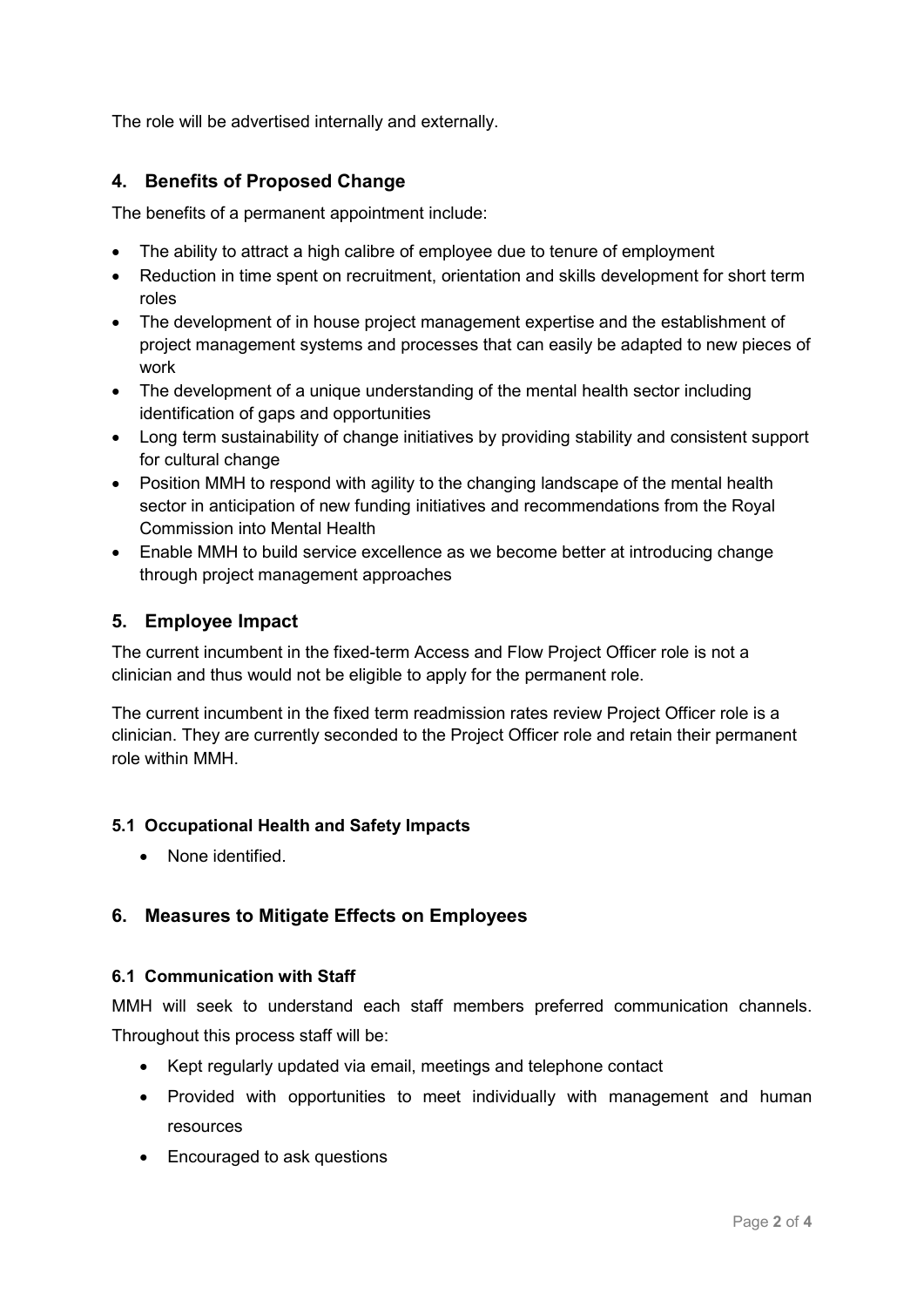The role will be advertised internally and externally.

## 4. Benefits of Proposed Change

The benefits of a permanent appointment include:

- The ability to attract a high calibre of employee due to tenure of employment
- Reduction in time spent on recruitment, orientation and skills development for short term roles
- The development of in house project management expertise and the establishment of project management systems and processes that can easily be adapted to new pieces of work
- The development of a unique understanding of the mental health sector including identification of gaps and opportunities
- Long term sustainability of change initiatives by providing stability and consistent support for cultural change
- Position MMH to respond with agility to the changing landscape of the mental health sector in anticipation of new funding initiatives and recommendations from the Royal Commission into Mental Health
- Enable MMH to build service excellence as we become better at introducing change through project management approaches

## 5. Employee Impact

The current incumbent in the fixed-term Access and Flow Project Officer role is not a clinician and thus would not be eligible to apply for the permanent role.

The current incumbent in the fixed term readmission rates review Project Officer role is a clinician. They are currently seconded to the Project Officer role and retain their permanent role within MMH.

### 5.1 Occupational Health and Safety Impacts

- None identified.

## 6. Measures to Mitigate Effects on Employees

### 6.1 Communication with Staff

MMH will seek to understand each staff members preferred communication channels. Throughout this process staff will be:

- Kept regularly updated via email, meetings and telephone contact
- Provided with opportunities to meet individually with management and human resources
- Encouraged to ask questions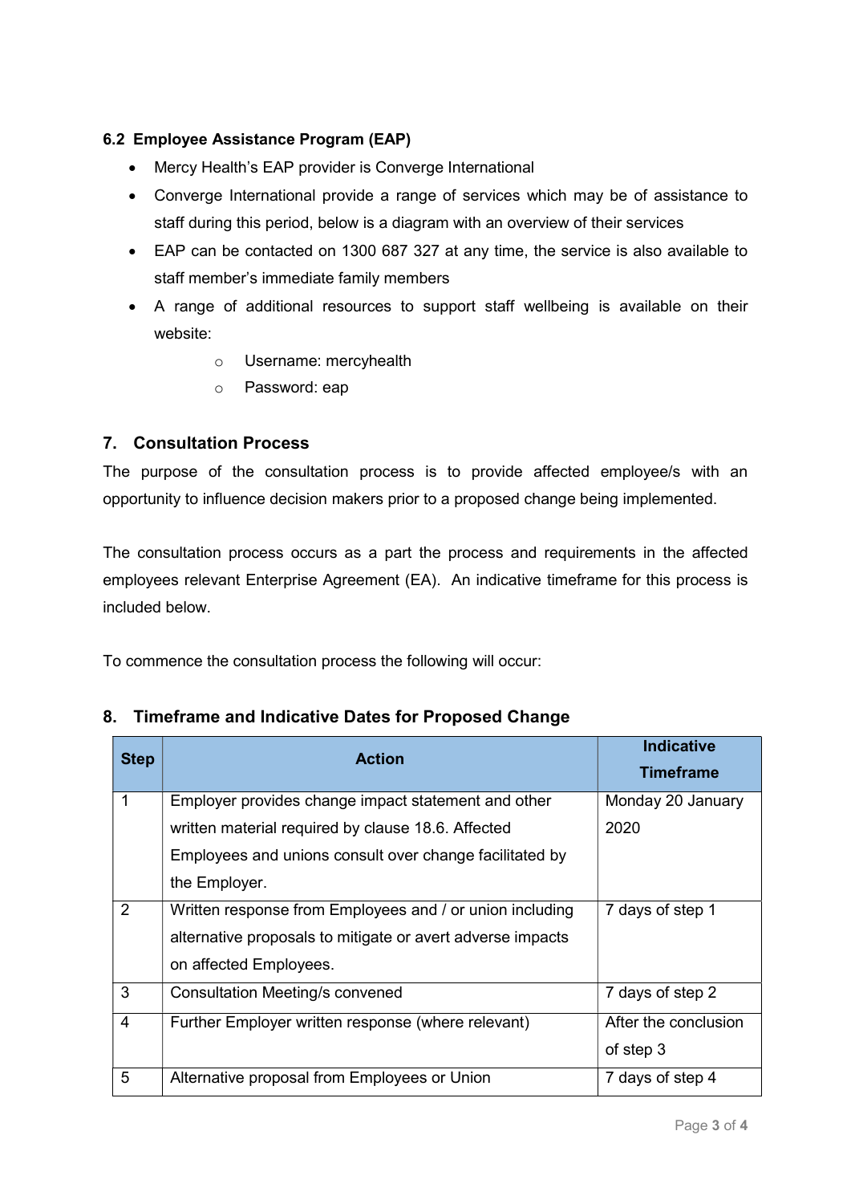### 6.2 Employee Assistance Program (EAP)

- Mercy Health's EAP provider is Converge International
- Converge International provide a range of services which may be of assistance to staff during this period, below is a diagram with an overview of their services
- EAP can be contacted on 1300 687 327 at any time, the service is also available to staff member's immediate family members
- A range of additional resources to support staff wellbeing is available on their website:
    - Username: mercyhealth
    - Password: eap

## 7. Consultation Process

The purpose of the consultation process is to provide affected employee/s with an opportunity to influence decision makers prior to a proposed change being implemented.

The consultation process occurs as a part the process and requirements in the affected employees relevant Enterprise Agreement (EA). An indicative timeframe for this process is included below.

To commence the consultation process the following will occur:

## 8. Timeframe and Indicative Dates for Proposed Change

| Step | Action | Indicative Timeframe |
|---|---|---|
| 1 | Employer provides change impact statement and other written material required by clause 18.6. Affected Employees and unions consult over change facilitated by the Employer. | Monday 20 January 2020 |
| 2 | Written response from Employees and / or union including alternative proposals to mitigate or avert adverse impacts on affected Employees. | 7 days of step 1 |
| 3 | Consultation Meeting/s convened | 7 days of step 2 |
| 4 | Further Employer written response (where relevant) | After the conclusion of step 3 |
| 5 | Alternative proposal from Employees or Union | 7 days of step 4 |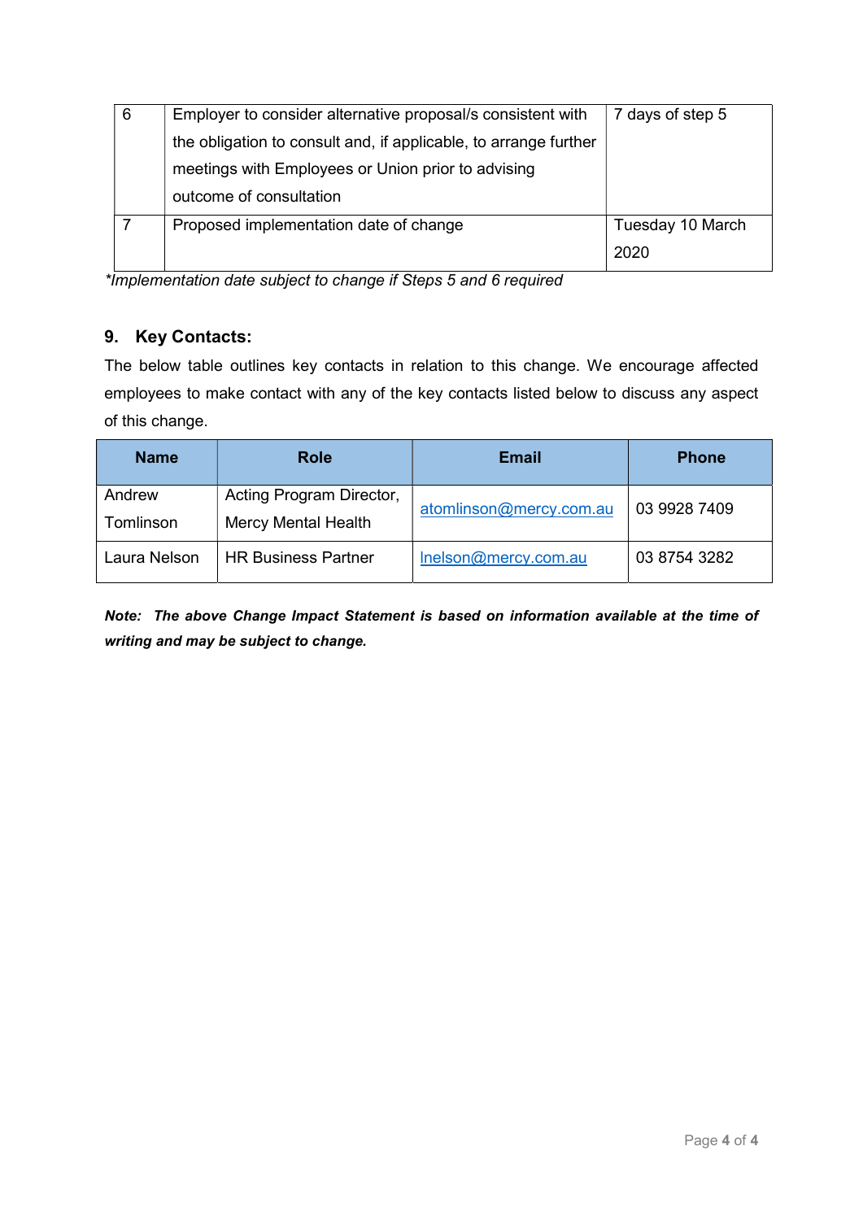| | | |
|---|---|---|
| 6 | Employer to consider alternative proposal/s consistent with the obligation to consult and, if applicable, to arrange further meetings with Employees or Union prior to advising outcome of consultation | 7 days of step 5 |
| 7 | Proposed implementation date of change | Tuesday 10 March 2020 |

*\*Implementation date subject to change if Steps 5 and 6 required*

## 9. Key Contacts:

The below table outlines key contacts in relation to this change. We encourage affected employees to make contact with any of the key contacts listed below to discuss any aspect of this change.

| Name | Role | Email | Phone |
|---|---|---|---|
| Andrew Tomlinson | Acting Program Director, Mercy Mental Health | atomlinson@mercy.com.au | 03 9928 7409 |
| Laura Nelson | HR Business Partner | lnelson@mercy.com.au | 03 8754 3282 |

***Note: The above Change Impact Statement is based on information available at the time of writing and may be subject to change.***